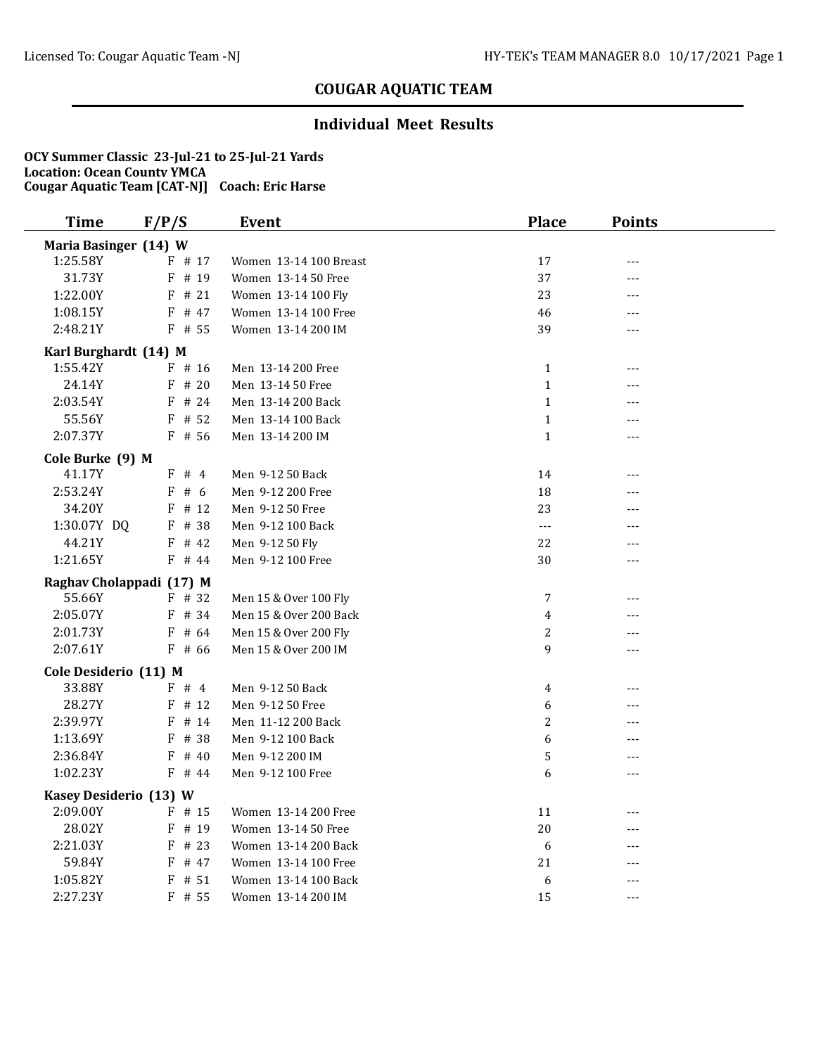## COUGAR AQUATIC TEAM

### Individual Meet Results

**OCY Summer Classic 23-Jul-21 to 25-Jul-21 Yards**
**Location: Ocean County YMCA**
**Cougar Aquatic Team [CAT-NJ] Coach: Eric Harse**

| Time | F/P/S | Event | Place | Points |
|---|---|---|---|---|
| **Maria Basinger (14) W** | | | | |
| 1:25.58Y | F # 17 | Women 13-14 100 Breast | 17 | --- |
| 31.73Y | F # 19 | Women 13-14 50 Free | 37 | --- |
| 1:22.00Y | F # 21 | Women 13-14 100 Fly | 23 | --- |
| 1:08.15Y | F # 47 | Women 13-14 100 Free | 46 | --- |
| 2:48.21Y | F # 55 | Women 13-14 200 IM | 39 | --- |
| **Karl Burghardt (14) M** | | | | |
| 1:55.42Y | F # 16 | Men 13-14 200 Free | 1 | --- |
| 24.14Y | F # 20 | Men 13-14 50 Free | 1 | --- |
| 2:03.54Y | F # 24 | Men 13-14 200 Back | 1 | --- |
| 55.56Y | F # 52 | Men 13-14 100 Back | 1 | --- |
| 2:07.37Y | F # 56 | Men 13-14 200 IM | 1 | --- |
| **Cole Burke (9) M** | | | | |
| 41.17Y | F # 4 | Men 9-12 50 Back | 14 | --- |
| 2:53.24Y | F # 6 | Men 9-12 200 Free | 18 | --- |
| 34.20Y | F # 12 | Men 9-12 50 Free | 23 | --- |
| 1:30.07Y DQ | F # 38 | Men 9-12 100 Back | --- | --- |
| 44.21Y | F # 42 | Men 9-12 50 Fly | 22 | --- |
| 1:21.65Y | F # 44 | Men 9-12 100 Free | 30 | --- |
| **Raghav Cholappadi (17) M** | | | | |
| 55.66Y | F # 32 | Men 15 & Over 100 Fly | 7 | --- |
| 2:05.07Y | F # 34 | Men 15 & Over 200 Back | 4 | --- |
| 2:01.73Y | F # 64 | Men 15 & Over 200 Fly | 2 | --- |
| 2:07.61Y | F # 66 | Men 15 & Over 200 IM | 9 | --- |
| **Cole Desiderio (11) M** | | | | |
| 33.88Y | F # 4 | Men 9-12 50 Back | 4 | --- |
| 28.27Y | F # 12 | Men 9-12 50 Free | 6 | --- |
| 2:39.97Y | F # 14 | Men 11-12 200 Back | 2 | --- |
| 1:13.69Y | F # 38 | Men 9-12 100 Back | 6 | --- |
| 2:36.84Y | F # 40 | Men 9-12 200 IM | 5 | --- |
| 1:02.23Y | F # 44 | Men 9-12 100 Free | 6 | --- |
| **Kasey Desiderio (13) W** | | | | |
| 2:09.00Y | F # 15 | Women 13-14 200 Free | 11 | --- |
| 28.02Y | F # 19 | Women 13-14 50 Free | 20 | --- |
| 2:21.03Y | F # 23 | Women 13-14 200 Back | 6 | --- |
| 59.84Y | F # 47 | Women 13-14 100 Free | 21 | --- |
| 1:05.82Y | F # 51 | Women 13-14 100 Back | 6 | --- |
| 2:27.23Y | F # 55 | Women 13-14 200 IM | 15 | --- |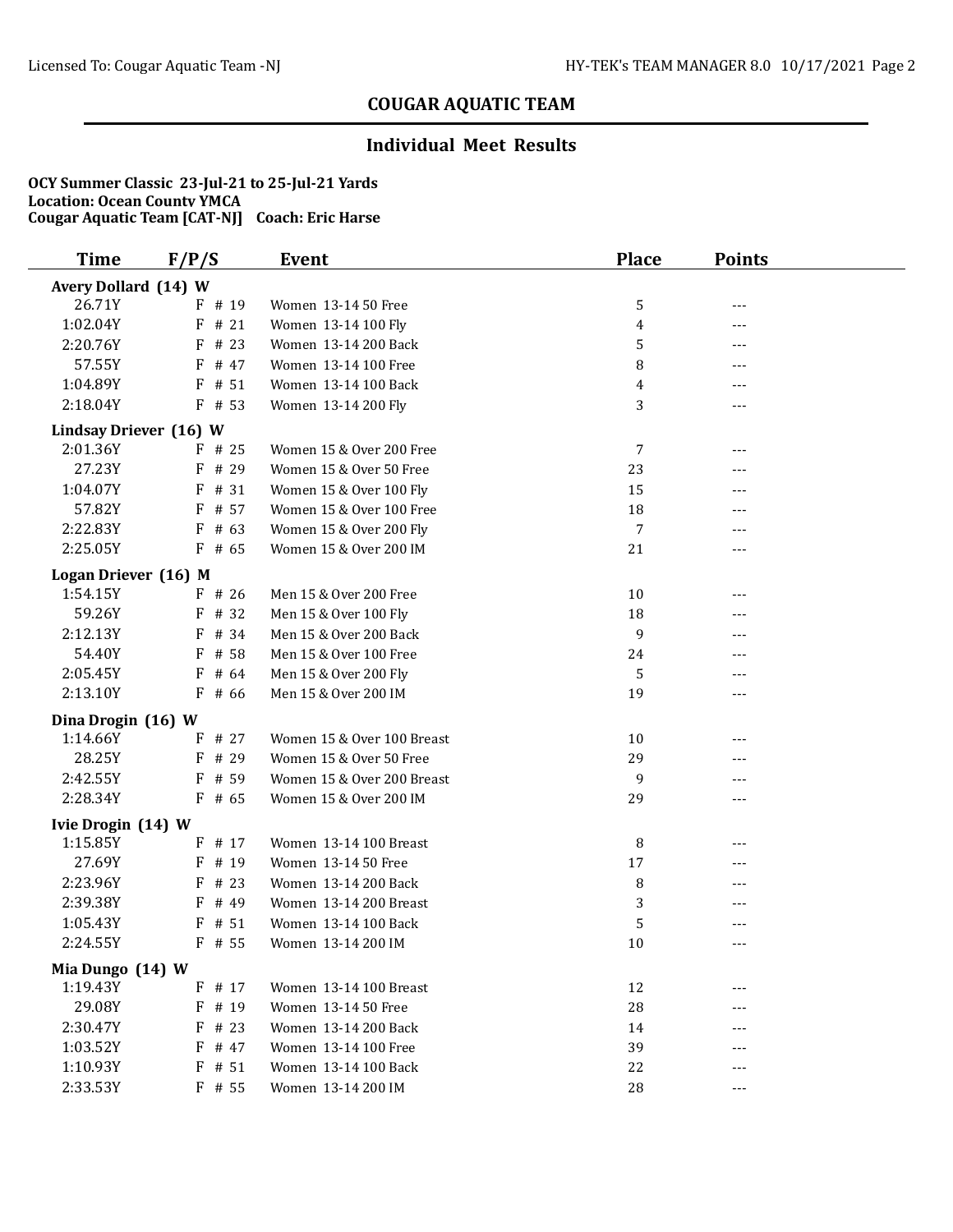## COUGAR AQUATIC TEAM

### Individual Meet Results

**OCY Summer Classic 23-Jul-21 to 25-Jul-21 Yards**
**Location: Ocean County YMCA**
**Cougar Aquatic Team [CAT-NJ] Coach: Eric Harse**

| Time | F/P/S | Event | Place | Points |
|---|---|---|---|---|
| **Avery Dollard (14) W** | | | | |
| 26.71Y | F # 19 | Women 13-14 50 Free | 5 | --- |
| 1:02.04Y | F # 21 | Women 13-14 100 Fly | 4 | --- |
| 2:20.76Y | F # 23 | Women 13-14 200 Back | 5 | --- |
| 57.55Y | F # 47 | Women 13-14 100 Free | 8 | --- |
| 1:04.89Y | F # 51 | Women 13-14 100 Back | 4 | --- |
| 2:18.04Y | F # 53 | Women 13-14 200 Fly | 3 | --- |
| **Lindsay Driever (16) W** | | | | |
| 2:01.36Y | F # 25 | Women 15 & Over 200 Free | 7 | --- |
| 27.23Y | F # 29 | Women 15 & Over 50 Free | 23 | --- |
| 1:04.07Y | F # 31 | Women 15 & Over 100 Fly | 15 | --- |
| 57.82Y | F # 57 | Women 15 & Over 100 Free | 18 | --- |
| 2:22.83Y | F # 63 | Women 15 & Over 200 Fly | 7 | --- |
| 2:25.05Y | F # 65 | Women 15 & Over 200 IM | 21 | --- |
| **Logan Driever (16) M** | | | | |
| 1:54.15Y | F # 26 | Men 15 & Over 200 Free | 10 | --- |
| 59.26Y | F # 32 | Men 15 & Over 100 Fly | 18 | --- |
| 2:12.13Y | F # 34 | Men 15 & Over 200 Back | 9 | --- |
| 54.40Y | F # 58 | Men 15 & Over 100 Free | 24 | --- |
| 2:05.45Y | F # 64 | Men 15 & Over 200 Fly | 5 | --- |
| 2:13.10Y | F # 66 | Men 15 & Over 200 IM | 19 | --- |
| **Dina Drogin (16) W** | | | | |
| 1:14.66Y | F # 27 | Women 15 & Over 100 Breast | 10 | --- |
| 28.25Y | F # 29 | Women 15 & Over 50 Free | 29 | --- |
| 2:42.55Y | F # 59 | Women 15 & Over 200 Breast | 9 | --- |
| 2:28.34Y | F # 65 | Women 15 & Over 200 IM | 29 | --- |
| **Ivie Drogin (14) W** | | | | |
| 1:15.85Y | F # 17 | Women 13-14 100 Breast | 8 | --- |
| 27.69Y | F # 19 | Women 13-14 50 Free | 17 | --- |
| 2:23.96Y | F # 23 | Women 13-14 200 Back | 8 | --- |
| 2:39.38Y | F # 49 | Women 13-14 200 Breast | 3 | --- |
| 1:05.43Y | F # 51 | Women 13-14 100 Back | 5 | --- |
| 2:24.55Y | F # 55 | Women 13-14 200 IM | 10 | --- |
| **Mia Dungo (14) W** | | | | |
| 1:19.43Y | F # 17 | Women 13-14 100 Breast | 12 | --- |
| 29.08Y | F # 19 | Women 13-14 50 Free | 28 | --- |
| 2:30.47Y | F # 23 | Women 13-14 200 Back | 14 | --- |
| 1:03.52Y | F # 47 | Women 13-14 100 Free | 39 | --- |
| 1:10.93Y | F # 51 | Women 13-14 100 Back | 22 | --- |
| 2:33.53Y | F # 55 | Women 13-14 200 IM | 28 | --- |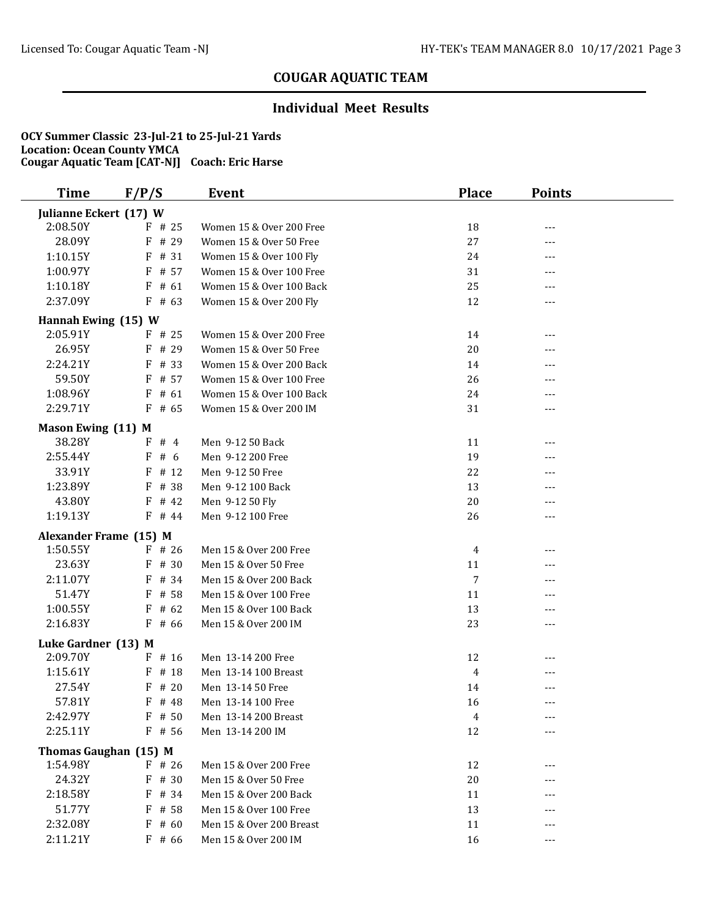## COUGAR AQUATIC TEAM

### Individual Meet Results

**OCY Summer Classic 23-Jul-21 to 25-Jul-21 Yards**
**Location: Ocean County YMCA**
**Cougar Aquatic Team [CAT-NJ] Coach: Eric Harse**

| Time | F/P/S | Event | Place | Points |
|---|---|---|---|---|
| **Julianne Eckert (17) W** | | | | |
| 2:08.50Y | F # 25 | Women 15 & Over 200 Free | 18 | --- |
| 28.09Y | F # 29 | Women 15 & Over 50 Free | 27 | --- |
| 1:10.15Y | F # 31 | Women 15 & Over 100 Fly | 24 | --- |
| 1:00.97Y | F # 57 | Women 15 & Over 100 Free | 31 | --- |
| 1:10.18Y | F # 61 | Women 15 & Over 100 Back | 25 | --- |
| 2:37.09Y | F # 63 | Women 15 & Over 200 Fly | 12 | --- |
| **Hannah Ewing (15) W** | | | | |
| 2:05.91Y | F # 25 | Women 15 & Over 200 Free | 14 | --- |
| 26.95Y | F # 29 | Women 15 & Over 50 Free | 20 | --- |
| 2:24.21Y | F # 33 | Women 15 & Over 200 Back | 14 | --- |
| 59.50Y | F # 57 | Women 15 & Over 100 Free | 26 | --- |
| 1:08.96Y | F # 61 | Women 15 & Over 100 Back | 24 | --- |
| 2:29.71Y | F # 65 | Women 15 & Over 200 IM | 31 | --- |
| **Mason Ewing (11) M** | | | | |
| 38.28Y | F # 4 | Men 9-12 50 Back | 11 | --- |
| 2:55.44Y | F # 6 | Men 9-12 200 Free | 19 | --- |
| 33.91Y | F # 12 | Men 9-12 50 Free | 22 | --- |
| 1:23.89Y | F # 38 | Men 9-12 100 Back | 13 | --- |
| 43.80Y | F # 42 | Men 9-12 50 Fly | 20 | --- |
| 1:19.13Y | F # 44 | Men 9-12 100 Free | 26 | --- |
| **Alexander Frame (15) M** | | | | |
| 1:50.55Y | F # 26 | Men 15 & Over 200 Free | 4 | --- |
| 23.63Y | F # 30 | Men 15 & Over 50 Free | 11 | --- |
| 2:11.07Y | F # 34 | Men 15 & Over 200 Back | 7 | --- |
| 51.47Y | F # 58 | Men 15 & Over 100 Free | 11 | --- |
| 1:00.55Y | F # 62 | Men 15 & Over 100 Back | 13 | --- |
| 2:16.83Y | F # 66 | Men 15 & Over 200 IM | 23 | --- |
| **Luke Gardner (13) M** | | | | |
| 2:09.70Y | F # 16 | Men 13-14 200 Free | 12 | --- |
| 1:15.61Y | F # 18 | Men 13-14 100 Breast | 4 | --- |
| 27.54Y | F # 20 | Men 13-14 50 Free | 14 | --- |
| 57.81Y | F # 48 | Men 13-14 100 Free | 16 | --- |
| 2:42.97Y | F # 50 | Men 13-14 200 Breast | 4 | --- |
| 2:25.11Y | F # 56 | Men 13-14 200 IM | 12 | --- |
| **Thomas Gaughan (15) M** | | | | |
| 1:54.98Y | F # 26 | Men 15 & Over 200 Free | 12 | --- |
| 24.32Y | F # 30 | Men 15 & Over 50 Free | 20 | --- |
| 2:18.58Y | F # 34 | Men 15 & Over 200 Back | 11 | --- |
| 51.77Y | F # 58 | Men 15 & Over 100 Free | 13 | --- |
| 2:32.08Y | F # 60 | Men 15 & Over 200 Breast | 11 | --- |
| 2:11.21Y | F # 66 | Men 15 & Over 200 IM | 16 | --- |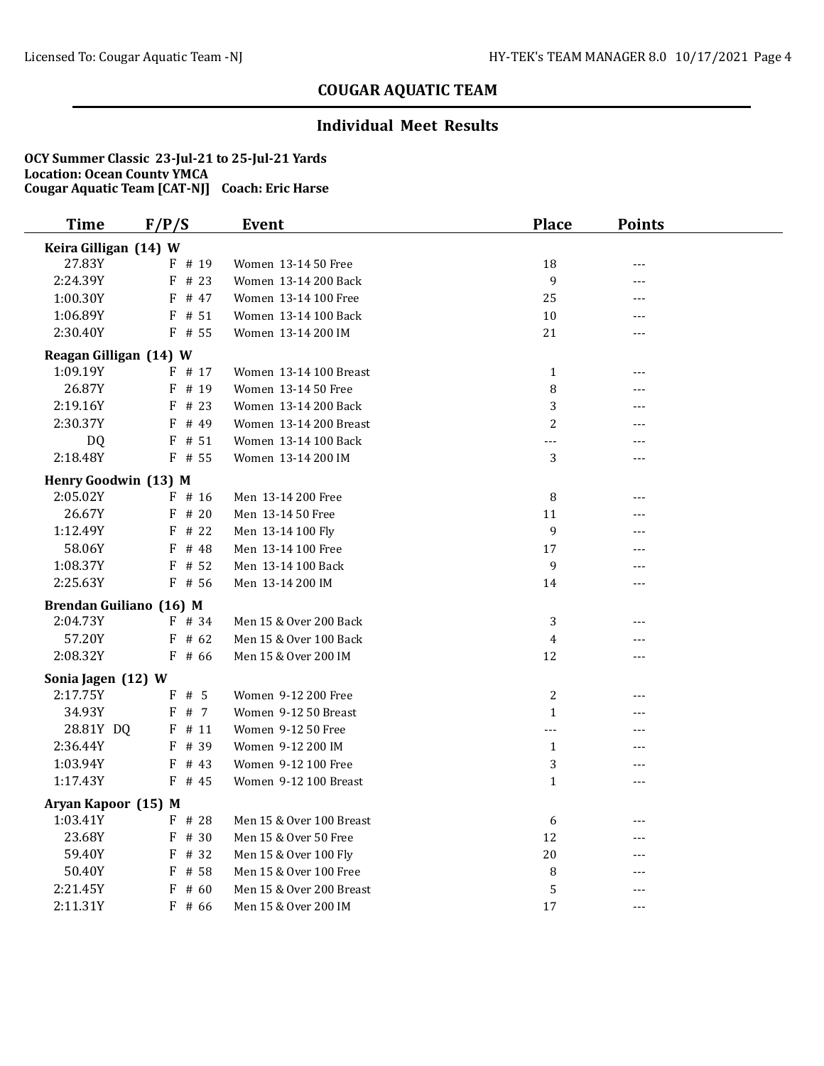## COUGAR AQUATIC TEAM

### Individual Meet Results

**OCY Summer Classic 23-Jul-21 to 25-Jul-21 Yards**
**Location: Ocean County YMCA**
**Cougar Aquatic Team [CAT-NJ] Coach: Eric Harse**

| Time | F/P/S | Event | Place | Points |
|---|---|---|---|---|
| **Keira Gilligan (14) W** | | | | |
| 27.83Y | F # 19 | Women 13-14 50 Free | 18 | --- |
| 2:24.39Y | F # 23 | Women 13-14 200 Back | 9 | --- |
| 1:00.30Y | F # 47 | Women 13-14 100 Free | 25 | --- |
| 1:06.89Y | F # 51 | Women 13-14 100 Back | 10 | --- |
| 2:30.40Y | F # 55 | Women 13-14 200 IM | 21 | --- |
| **Reagan Gilligan (14) W** | | | | |
| 1:09.19Y | F # 17 | Women 13-14 100 Breast | 1 | --- |
| 26.87Y | F # 19 | Women 13-14 50 Free | 8 | --- |
| 2:19.16Y | F # 23 | Women 13-14 200 Back | 3 | --- |
| 2:30.37Y | F # 49 | Women 13-14 200 Breast | 2 | --- |
| DQ | F # 51 | Women 13-14 100 Back | --- | --- |
| 2:18.48Y | F # 55 | Women 13-14 200 IM | 3 | --- |
| **Henry Goodwin (13) M** | | | | |
| 2:05.02Y | F # 16 | Men 13-14 200 Free | 8 | --- |
| 26.67Y | F # 20 | Men 13-14 50 Free | 11 | --- |
| 1:12.49Y | F # 22 | Men 13-14 100 Fly | 9 | --- |
| 58.06Y | F # 48 | Men 13-14 100 Free | 17 | --- |
| 1:08.37Y | F # 52 | Men 13-14 100 Back | 9 | --- |
| 2:25.63Y | F # 56 | Men 13-14 200 IM | 14 | --- |
| **Brendan Guiliano (16) M** | | | | |
| 2:04.73Y | F # 34 | Men 15 & Over 200 Back | 3 | --- |
| 57.20Y | F # 62 | Men 15 & Over 100 Back | 4 | --- |
| 2:08.32Y | F # 66 | Men 15 & Over 200 IM | 12 | --- |
| **Sonia Jagen (12) W** | | | | |
| 2:17.75Y | F # 5 | Women 9-12 200 Free | 2 | --- |
| 34.93Y | F # 7 | Women 9-12 50 Breast | 1 | --- |
| 28.81Y DQ | F # 11 | Women 9-12 50 Free | --- | --- |
| 2:36.44Y | F # 39 | Women 9-12 200 IM | 1 | --- |
| 1:03.94Y | F # 43 | Women 9-12 100 Free | 3 | --- |
| 1:17.43Y | F # 45 | Women 9-12 100 Breast | 1 | --- |
| **Aryan Kapoor (15) M** | | | | |
| 1:03.41Y | F # 28 | Men 15 & Over 100 Breast | 6 | --- |
| 23.68Y | F # 30 | Men 15 & Over 50 Free | 12 | --- |
| 59.40Y | F # 32 | Men 15 & Over 100 Fly | 20 | --- |
| 50.40Y | F # 58 | Men 15 & Over 100 Free | 8 | --- |
| 2:21.45Y | F # 60 | Men 15 & Over 200 Breast | 5 | --- |
| 2:11.31Y | F # 66 | Men 15 & Over 200 IM | 17 | --- |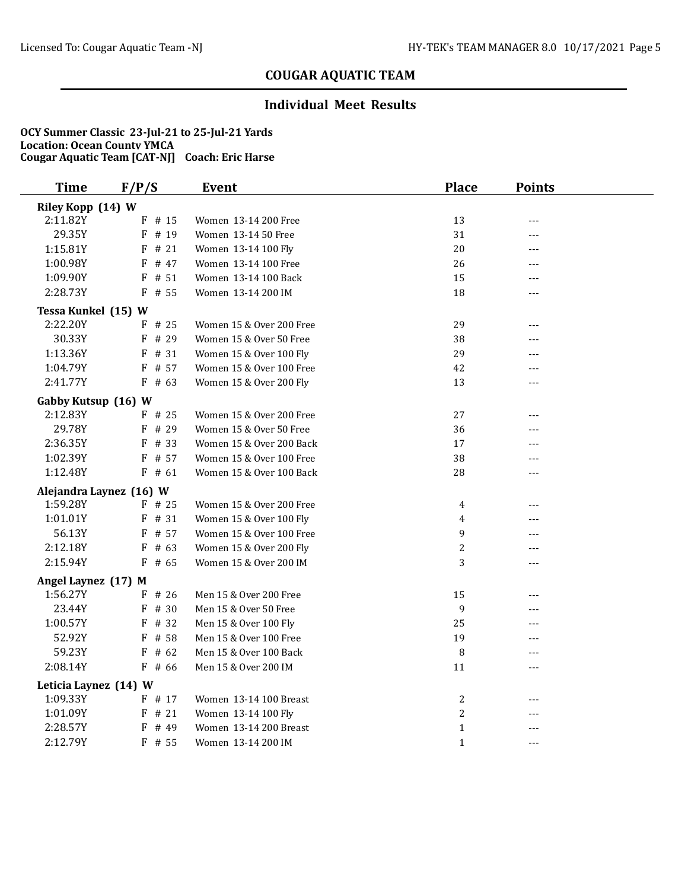## COUGAR AQUATIC TEAM

### Individual Meet Results

**OCY Summer Classic 23-Jul-21 to 25-Jul-21 Yards**
**Location: Ocean County YMCA**
**Cougar Aquatic Team [CAT-NJ] Coach: Eric Harse**

| Time | F/P/S | Event | Place | Points |
|---|---|---|---|---|
| **Riley Kopp (14) W** | | | | |
| 2:11.82Y | F # 15 | Women 13-14 200 Free | 13 | --- |
| 29.35Y | F # 19 | Women 13-14 50 Free | 31 | --- |
| 1:15.81Y | F # 21 | Women 13-14 100 Fly | 20 | --- |
| 1:00.98Y | F # 47 | Women 13-14 100 Free | 26 | --- |
| 1:09.90Y | F # 51 | Women 13-14 100 Back | 15 | --- |
| 2:28.73Y | F # 55 | Women 13-14 200 IM | 18 | --- |
| **Tessa Kunkel (15) W** | | | | |
| 2:22.20Y | F # 25 | Women 15 & Over 200 Free | 29 | --- |
| 30.33Y | F # 29 | Women 15 & Over 50 Free | 38 | --- |
| 1:13.36Y | F # 31 | Women 15 & Over 100 Fly | 29 | --- |
| 1:04.79Y | F # 57 | Women 15 & Over 100 Free | 42 | --- |
| 2:41.77Y | F # 63 | Women 15 & Over 200 Fly | 13 | --- |
| **Gabby Kutsup (16) W** | | | | |
| 2:12.83Y | F # 25 | Women 15 & Over 200 Free | 27 | --- |
| 29.78Y | F # 29 | Women 15 & Over 50 Free | 36 | --- |
| 2:36.35Y | F # 33 | Women 15 & Over 200 Back | 17 | --- |
| 1:02.39Y | F # 57 | Women 15 & Over 100 Free | 38 | --- |
| 1:12.48Y | F # 61 | Women 15 & Over 100 Back | 28 | --- |
| **Alejandra Laynez (16) W** | | | | |
| 1:59.28Y | F # 25 | Women 15 & Over 200 Free | 4 | --- |
| 1:01.01Y | F # 31 | Women 15 & Over 100 Fly | 4 | --- |
| 56.13Y | F # 57 | Women 15 & Over 100 Free | 9 | --- |
| 2:12.18Y | F # 63 | Women 15 & Over 200 Fly | 2 | --- |
| 2:15.94Y | F # 65 | Women 15 & Over 200 IM | 3 | --- |
| **Angel Laynez (17) M** | | | | |
| 1:56.27Y | F # 26 | Men 15 & Over 200 Free | 15 | --- |
| 23.44Y | F # 30 | Men 15 & Over 50 Free | 9 | --- |
| 1:00.57Y | F # 32 | Men 15 & Over 100 Fly | 25 | --- |
| 52.92Y | F # 58 | Men 15 & Over 100 Free | 19 | --- |
| 59.23Y | F # 62 | Men 15 & Over 100 Back | 8 | --- |
| 2:08.14Y | F # 66 | Men 15 & Over 200 IM | 11 | --- |
| **Leticia Laynez (14) W** | | | | |
| 1:09.33Y | F # 17 | Women 13-14 100 Breast | 2 | --- |
| 1:01.09Y | F # 21 | Women 13-14 100 Fly | 2 | --- |
| 2:28.57Y | F # 49 | Women 13-14 200 Breast | 1 | --- |
| 2:12.79Y | F # 55 | Women 13-14 200 IM | 1 | --- |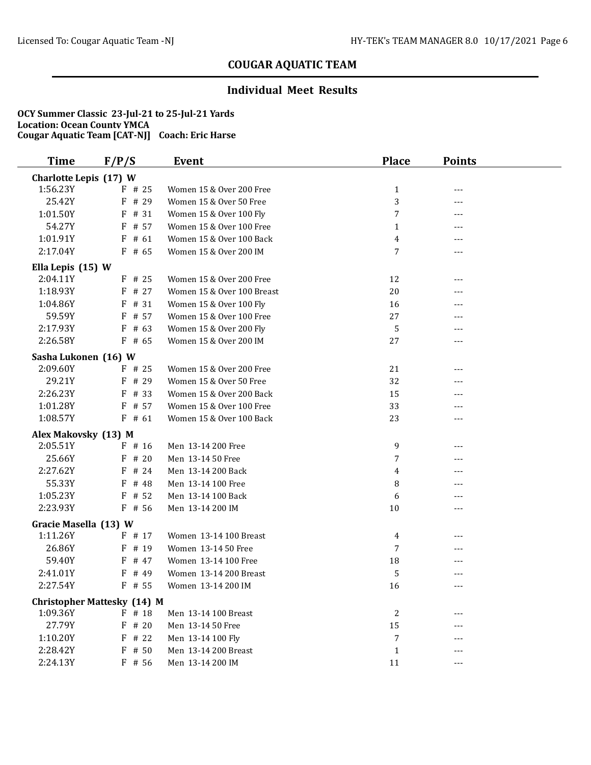## COUGAR AQUATIC TEAM

### Individual Meet Results

**OCY Summer Classic 23-Jul-21 to 25-Jul-21 Yards**
**Location: Ocean County YMCA**
**Cougar Aquatic Team [CAT-NJ] Coach: Eric Harse**

| Time | F/P/S | Event | Place | Points |
|---|---|---|---|---|
| **Charlotte Lepis (17) W** | | | | |
| 1:56.23Y | F # 25 | Women 15 & Over 200 Free | 1 | --- |
| 25.42Y | F # 29 | Women 15 & Over 50 Free | 3 | --- |
| 1:01.50Y | F # 31 | Women 15 & Over 100 Fly | 7 | --- |
| 54.27Y | F # 57 | Women 15 & Over 100 Free | 1 | --- |
| 1:01.91Y | F # 61 | Women 15 & Over 100 Back | 4 | --- |
| 2:17.04Y | F # 65 | Women 15 & Over 200 IM | 7 | --- |
| **Ella Lepis (15) W** | | | | |
| 2:04.11Y | F # 25 | Women 15 & Over 200 Free | 12 | --- |
| 1:18.93Y | F # 27 | Women 15 & Over 100 Breast | 20 | --- |
| 1:04.86Y | F # 31 | Women 15 & Over 100 Fly | 16 | --- |
| 59.59Y | F # 57 | Women 15 & Over 100 Free | 27 | --- |
| 2:17.93Y | F # 63 | Women 15 & Over 200 Fly | 5 | --- |
| 2:26.58Y | F # 65 | Women 15 & Over 200 IM | 27 | --- |
| **Sasha Lukonen (16) W** | | | | |
| 2:09.60Y | F # 25 | Women 15 & Over 200 Free | 21 | --- |
| 29.21Y | F # 29 | Women 15 & Over 50 Free | 32 | --- |
| 2:26.23Y | F # 33 | Women 15 & Over 200 Back | 15 | --- |
| 1:01.28Y | F # 57 | Women 15 & Over 100 Free | 33 | --- |
| 1:08.57Y | F # 61 | Women 15 & Over 100 Back | 23 | --- |
| **Alex Makovsky (13) M** | | | | |
| 2:05.51Y | F # 16 | Men 13-14 200 Free | 9 | --- |
| 25.66Y | F # 20 | Men 13-14 50 Free | 7 | --- |
| 2:27.62Y | F # 24 | Men 13-14 200 Back | 4 | --- |
| 55.33Y | F # 48 | Men 13-14 100 Free | 8 | --- |
| 1:05.23Y | F # 52 | Men 13-14 100 Back | 6 | --- |
| 2:23.93Y | F # 56 | Men 13-14 200 IM | 10 | --- |
| **Gracie Masella (13) W** | | | | |
| 1:11.26Y | F # 17 | Women 13-14 100 Breast | 4 | --- |
| 26.86Y | F # 19 | Women 13-14 50 Free | 7 | --- |
| 59.40Y | F # 47 | Women 13-14 100 Free | 18 | --- |
| 2:41.01Y | F # 49 | Women 13-14 200 Breast | 5 | --- |
| 2:27.54Y | F # 55 | Women 13-14 200 IM | 16 | --- |
| **Christopher Mattesky (14) M** | | | | |
| 1:09.36Y | F # 18 | Men 13-14 100 Breast | 2 | --- |
| 27.79Y | F # 20 | Men 13-14 50 Free | 15 | --- |
| 1:10.20Y | F # 22 | Men 13-14 100 Fly | 7 | --- |
| 2:28.42Y | F # 50 | Men 13-14 200 Breast | 1 | --- |
| 2:24.13Y | F # 56 | Men 13-14 200 IM | 11 | --- |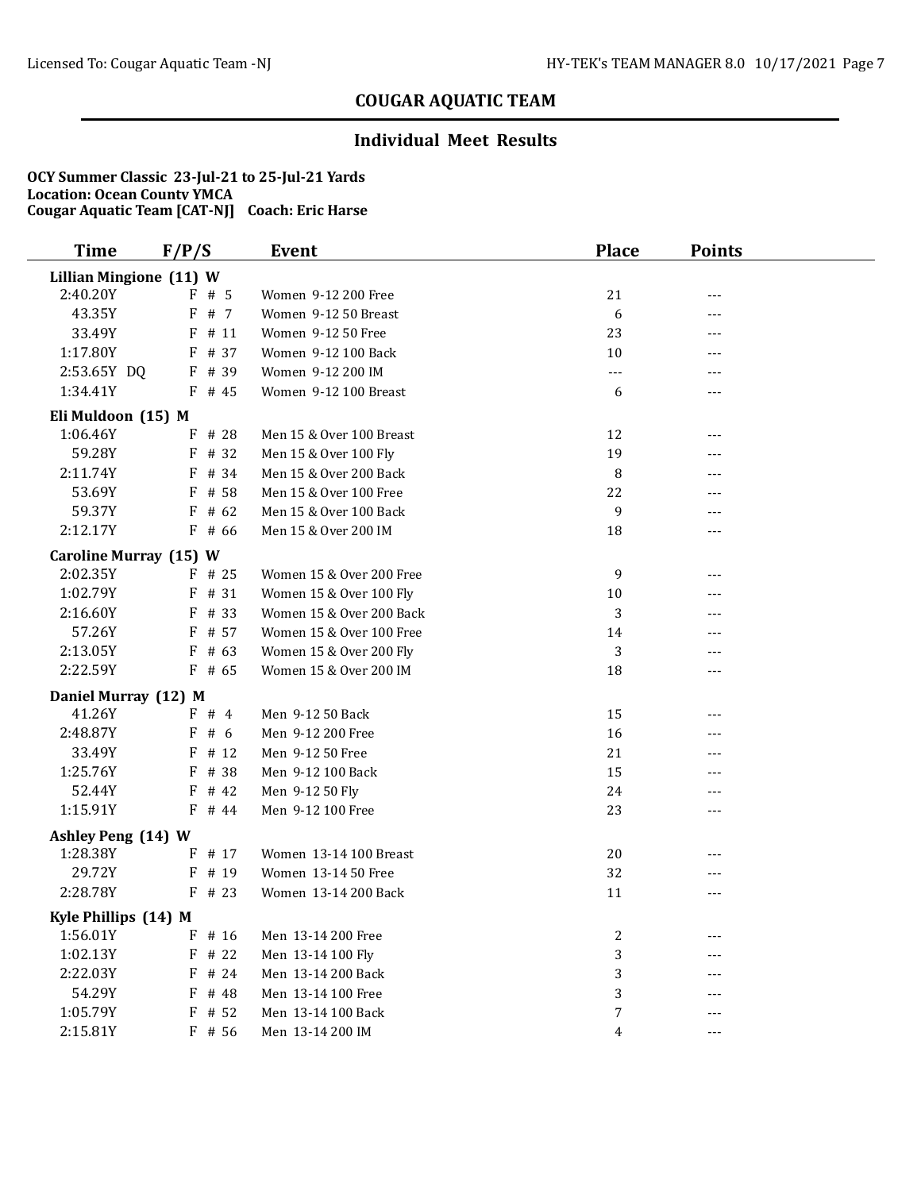## COUGAR AQUATIC TEAM

### Individual Meet Results

**OCY Summer Classic 23-Jul-21 to 25-Jul-21 Yards**
**Location: Ocean County YMCA**
**Cougar Aquatic Team [CAT-NJ] Coach: Eric Harse**

| Time | F/P/S | Event | Place | Points |
|---|---|---|---|---|
| **Lillian Mingione (11) W** | | | | |
| 2:40.20Y | F # 5 | Women 9-12 200 Free | 21 | --- |
| 43.35Y | F # 7 | Women 9-12 50 Breast | 6 | --- |
| 33.49Y | F # 11 | Women 9-12 50 Free | 23 | --- |
| 1:17.80Y | F # 37 | Women 9-12 100 Back | 10 | --- |
| 2:53.65Y DQ | F # 39 | Women 9-12 200 IM | --- | --- |
| 1:34.41Y | F # 45 | Women 9-12 100 Breast | 6 | --- |
| **Eli Muldoon (15) M** | | | | |
| 1:06.46Y | F # 28 | Men 15 & Over 100 Breast | 12 | --- |
| 59.28Y | F # 32 | Men 15 & Over 100 Fly | 19 | --- |
| 2:11.74Y | F # 34 | Men 15 & Over 200 Back | 8 | --- |
| 53.69Y | F # 58 | Men 15 & Over 100 Free | 22 | --- |
| 59.37Y | F # 62 | Men 15 & Over 100 Back | 9 | --- |
| 2:12.17Y | F # 66 | Men 15 & Over 200 IM | 18 | --- |
| **Caroline Murray (15) W** | | | | |
| 2:02.35Y | F # 25 | Women 15 & Over 200 Free | 9 | --- |
| 1:02.79Y | F # 31 | Women 15 & Over 100 Fly | 10 | --- |
| 2:16.60Y | F # 33 | Women 15 & Over 200 Back | 3 | --- |
| 57.26Y | F # 57 | Women 15 & Over 100 Free | 14 | --- |
| 2:13.05Y | F # 63 | Women 15 & Over 200 Fly | 3 | --- |
| 2:22.59Y | F # 65 | Women 15 & Over 200 IM | 18 | --- |
| **Daniel Murray (12) M** | | | | |
| 41.26Y | F # 4 | Men 9-12 50 Back | 15 | --- |
| 2:48.87Y | F # 6 | Men 9-12 200 Free | 16 | --- |
| 33.49Y | F # 12 | Men 9-12 50 Free | 21 | --- |
| 1:25.76Y | F # 38 | Men 9-12 100 Back | 15 | --- |
| 52.44Y | F # 42 | Men 9-12 50 Fly | 24 | --- |
| 1:15.91Y | F # 44 | Men 9-12 100 Free | 23 | --- |
| **Ashley Peng (14) W** | | | | |
| 1:28.38Y | F # 17 | Women 13-14 100 Breast | 20 | --- |
| 29.72Y | F # 19 | Women 13-14 50 Free | 32 | --- |
| 2:28.78Y | F # 23 | Women 13-14 200 Back | 11 | --- |
| **Kyle Phillips (14) M** | | | | |
| 1:56.01Y | F # 16 | Men 13-14 200 Free | 2 | --- |
| 1:02.13Y | F # 22 | Men 13-14 100 Fly | 3 | --- |
| 2:22.03Y | F # 24 | Men 13-14 200 Back | 3 | --- |
| 54.29Y | F # 48 | Men 13-14 100 Free | 3 | --- |
| 1:05.79Y | F # 52 | Men 13-14 100 Back | 7 | --- |
| 2:15.81Y | F # 56 | Men 13-14 200 IM | 4 | --- |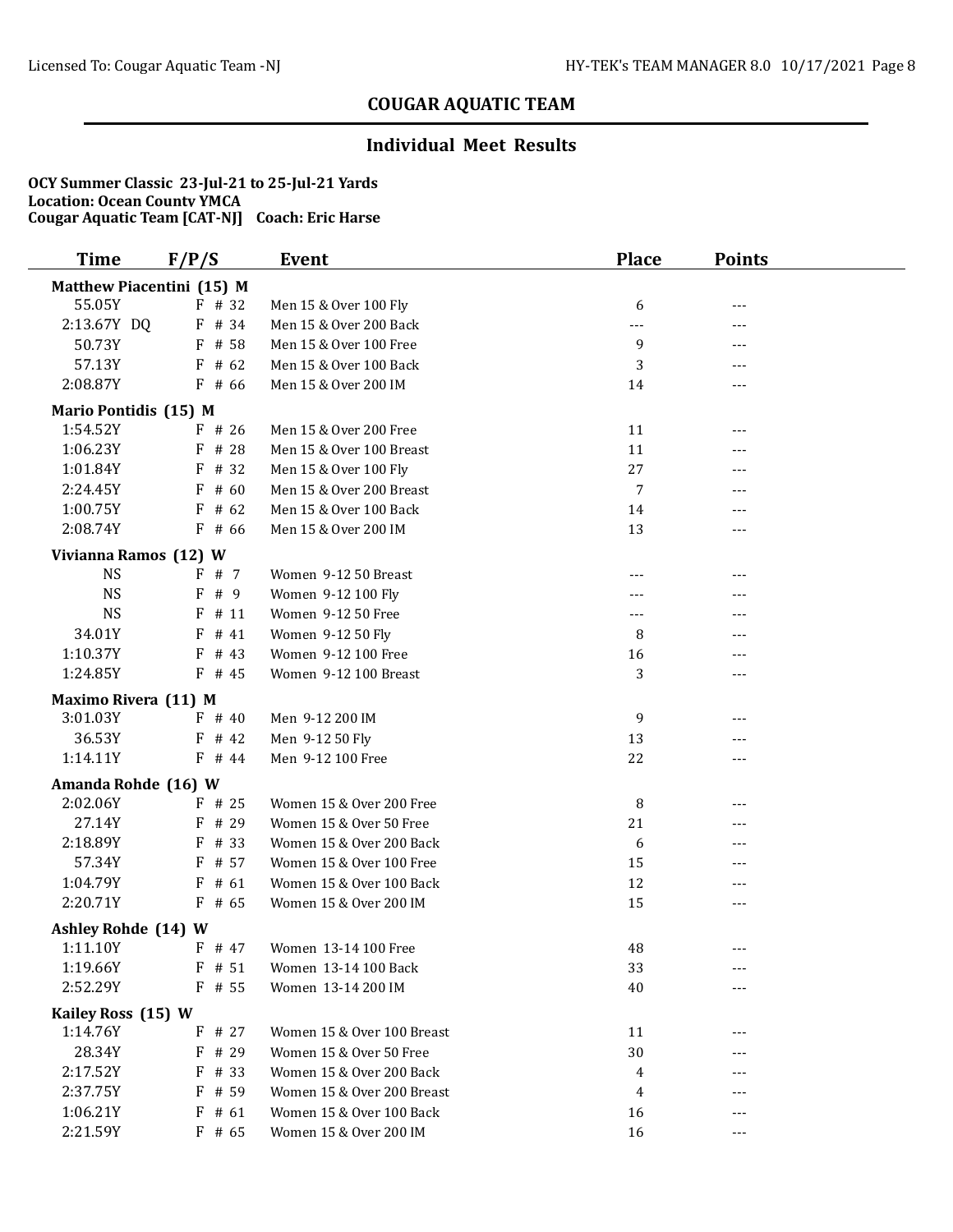## COUGAR AQUATIC TEAM

### Individual Meet Results

**OCY Summer Classic 23-Jul-21 to 25-Jul-21 Yards**
**Location: Ocean County YMCA**
**Cougar Aquatic Team [CAT-NJ] Coach: Eric Harse**

| Time | F/P/S | Event | Place | Points |
|---|---|---|---|---|
| **Matthew Piacentini (15) M** | | | | |
| 55.05Y | F # 32 | Men 15 & Over 100 Fly | 6 | --- |
| 2:13.67Y DQ | F # 34 | Men 15 & Over 200 Back | --- | --- |
| 50.73Y | F # 58 | Men 15 & Over 100 Free | 9 | --- |
| 57.13Y | F # 62 | Men 15 & Over 100 Back | 3 | --- |
| 2:08.87Y | F # 66 | Men 15 & Over 200 IM | 14 | --- |
| **Mario Pontidis (15) M** | | | | |
| 1:54.52Y | F # 26 | Men 15 & Over 200 Free | 11 | --- |
| 1:06.23Y | F # 28 | Men 15 & Over 100 Breast | 11 | --- |
| 1:01.84Y | F # 32 | Men 15 & Over 100 Fly | 27 | --- |
| 2:24.45Y | F # 60 | Men 15 & Over 200 Breast | 7 | --- |
| 1:00.75Y | F # 62 | Men 15 & Over 100 Back | 14 | --- |
| 2:08.74Y | F # 66 | Men 15 & Over 200 IM | 13 | --- |
| **Vivianna Ramos (12) W** | | | | |
| NS | F # 7 | Women 9-12 50 Breast | --- | --- |
| NS | F # 9 | Women 9-12 100 Fly | --- | --- |
| NS | F # 11 | Women 9-12 50 Free | --- | --- |
| 34.01Y | F # 41 | Women 9-12 50 Fly | 8 | --- |
| 1:10.37Y | F # 43 | Women 9-12 100 Free | 16 | --- |
| 1:24.85Y | F # 45 | Women 9-12 100 Breast | 3 | --- |
| **Maximo Rivera (11) M** | | | | |
| 3:01.03Y | F # 40 | Men 9-12 200 IM | 9 | --- |
| 36.53Y | F # 42 | Men 9-12 50 Fly | 13 | --- |
| 1:14.11Y | F # 44 | Men 9-12 100 Free | 22 | --- |
| **Amanda Rohde (16) W** | | | | |
| 2:02.06Y | F # 25 | Women 15 & Over 200 Free | 8 | --- |
| 27.14Y | F # 29 | Women 15 & Over 50 Free | 21 | --- |
| 2:18.89Y | F # 33 | Women 15 & Over 200 Back | 6 | --- |
| 57.34Y | F # 57 | Women 15 & Over 100 Free | 15 | --- |
| 1:04.79Y | F # 61 | Women 15 & Over 100 Back | 12 | --- |
| 2:20.71Y | F # 65 | Women 15 & Over 200 IM | 15 | --- |
| **Ashley Rohde (14) W** | | | | |
| 1:11.10Y | F # 47 | Women 13-14 100 Free | 48 | --- |
| 1:19.66Y | F # 51 | Women 13-14 100 Back | 33 | --- |
| 2:52.29Y | F # 55 | Women 13-14 200 IM | 40 | --- |
| **Kailey Ross (15) W** | | | | |
| 1:14.76Y | F # 27 | Women 15 & Over 100 Breast | 11 | --- |
| 28.34Y | F # 29 | Women 15 & Over 50 Free | 30 | --- |
| 2:17.52Y | F # 33 | Women 15 & Over 200 Back | 4 | --- |
| 2:37.75Y | F # 59 | Women 15 & Over 200 Breast | 4 | --- |
| 1:06.21Y | F # 61 | Women 15 & Over 100 Back | 16 | --- |
| 2:21.59Y | F # 65 | Women 15 & Over 200 IM | 16 | --- |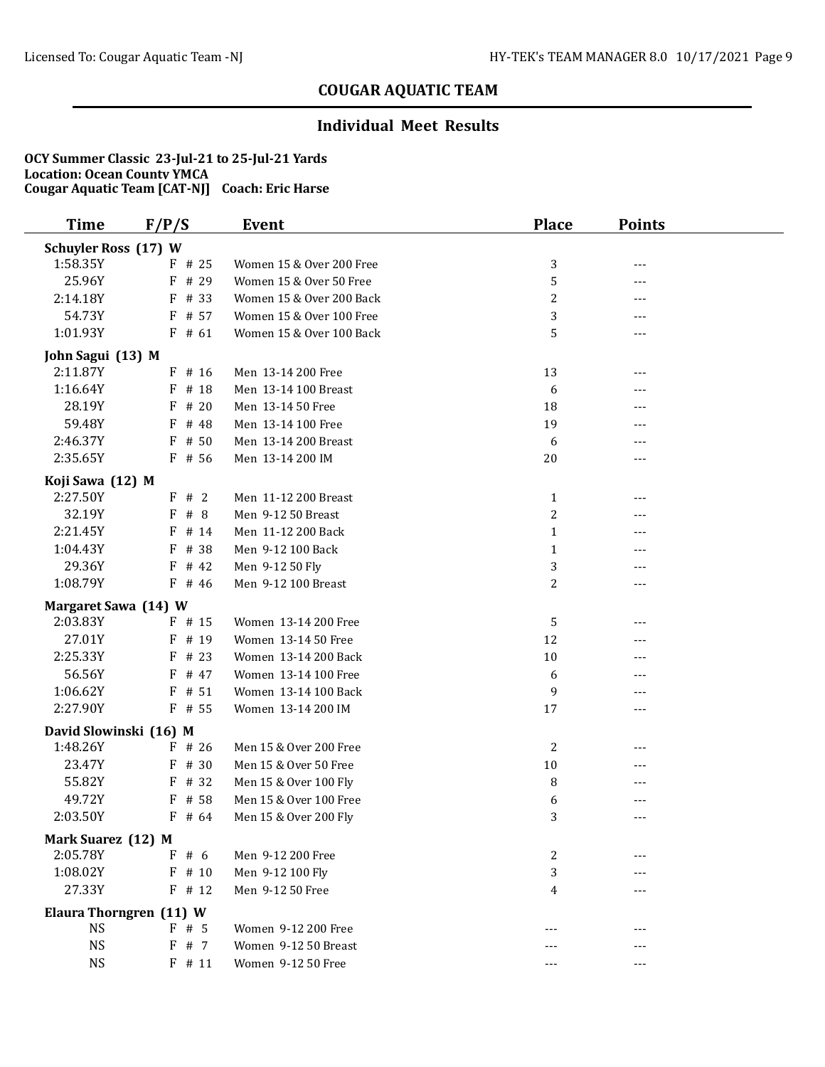## COUGAR AQUATIC TEAM

### Individual Meet Results

**OCY Summer Classic 23-Jul-21 to 25-Jul-21 Yards**
**Location: Ocean County YMCA**
**Cougar Aquatic Team [CAT-NJ] Coach: Eric Harse**

| Time | F/P/S | Event | Place | Points |
|---|---|---|---|---|
| **Schuyler Ross (17) W** | | | | |
| 1:58.35Y | F # 25 | Women 15 & Over 200 Free | 3 | --- |
| 25.96Y | F # 29 | Women 15 & Over 50 Free | 5 | --- |
| 2:14.18Y | F # 33 | Women 15 & Over 200 Back | 2 | --- |
| 54.73Y | F # 57 | Women 15 & Over 100 Free | 3 | --- |
| 1:01.93Y | F # 61 | Women 15 & Over 100 Back | 5 | --- |
| **John Sagui (13) M** | | | | |
| 2:11.87Y | F # 16 | Men 13-14 200 Free | 13 | --- |
| 1:16.64Y | F # 18 | Men 13-14 100 Breast | 6 | --- |
| 28.19Y | F # 20 | Men 13-14 50 Free | 18 | --- |
| 59.48Y | F # 48 | Men 13-14 100 Free | 19 | --- |
| 2:46.37Y | F # 50 | Men 13-14 200 Breast | 6 | --- |
| 2:35.65Y | F # 56 | Men 13-14 200 IM | 20 | --- |
| **Koji Sawa (12) M** | | | | |
| 2:27.50Y | F # 2 | Men 11-12 200 Breast | 1 | --- |
| 32.19Y | F # 8 | Men 9-12 50 Breast | 2 | --- |
| 2:21.45Y | F # 14 | Men 11-12 200 Back | 1 | --- |
| 1:04.43Y | F # 38 | Men 9-12 100 Back | 1 | --- |
| 29.36Y | F # 42 | Men 9-12 50 Fly | 3 | --- |
| 1:08.79Y | F # 46 | Men 9-12 100 Breast | 2 | --- |
| **Margaret Sawa (14) W** | | | | |
| 2:03.83Y | F # 15 | Women 13-14 200 Free | 5 | --- |
| 27.01Y | F # 19 | Women 13-14 50 Free | 12 | --- |
| 2:25.33Y | F # 23 | Women 13-14 200 Back | 10 | --- |
| 56.56Y | F # 47 | Women 13-14 100 Free | 6 | --- |
| 1:06.62Y | F # 51 | Women 13-14 100 Back | 9 | --- |
| 2:27.90Y | F # 55 | Women 13-14 200 IM | 17 | --- |
| **David Slowinski (16) M** | | | | |
| 1:48.26Y | F # 26 | Men 15 & Over 200 Free | 2 | --- |
| 23.47Y | F # 30 | Men 15 & Over 50 Free | 10 | --- |
| 55.82Y | F # 32 | Men 15 & Over 100 Fly | 8 | --- |
| 49.72Y | F # 58 | Men 15 & Over 100 Free | 6 | --- |
| 2:03.50Y | F # 64 | Men 15 & Over 200 Fly | 3 | --- |
| **Mark Suarez (12) M** | | | | |
| 2:05.78Y | F # 6 | Men 9-12 200 Free | 2 | --- |
| 1:08.02Y | F # 10 | Men 9-12 100 Fly | 3 | --- |
| 27.33Y | F # 12 | Men 9-12 50 Free | 4 | --- |
| **Elaura Thorngren (11) W** | | | | |
| NS | F # 5 | Women 9-12 200 Free | --- | --- |
| NS | F # 7 | Women 9-12 50 Breast | --- | --- |
| NS | F # 11 | Women 9-12 50 Free | --- | --- |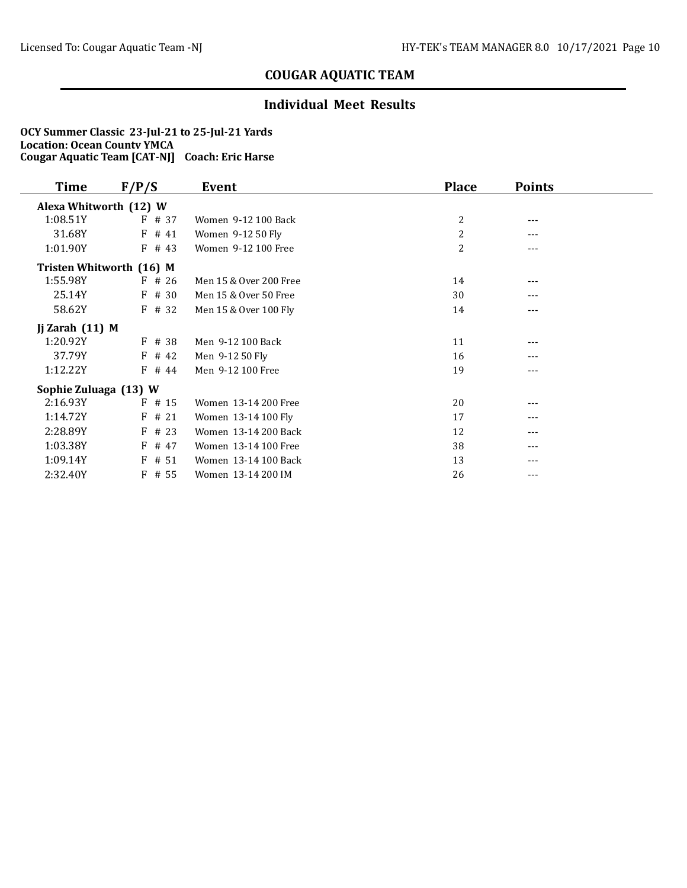## COUGAR AQUATIC TEAM

### Individual Meet Results

**OCY Summer Classic 23-Jul-21 to 25-Jul-21 Yards**
**Location: Ocean County YMCA**
**Cougar Aquatic Team [CAT-NJ] Coach: Eric Harse**

| Time | F/P/S | Event | Place | Points |
|---|---|---|---|---|
| **Alexa Whitworth (12) W** | | | | |
| 1:08.51Y | F # 37 | Women 9-12 100 Back | 2 | --- |
| 31.68Y | F # 41 | Women 9-12 50 Fly | 2 | --- |
| 1:01.90Y | F # 43 | Women 9-12 100 Free | 2 | --- |
| **Tristen Whitworth (16) M** | | | | |
| 1:55.98Y | F # 26 | Men 15 & Over 200 Free | 14 | --- |
| 25.14Y | F # 30 | Men 15 & Over 50 Free | 30 | --- |
| 58.62Y | F # 32 | Men 15 & Over 100 Fly | 14 | --- |
| **Jj Zarah (11) M** | | | | |
| 1:20.92Y | F # 38 | Men 9-12 100 Back | 11 | --- |
| 37.79Y | F # 42 | Men 9-12 50 Fly | 16 | --- |
| 1:12.22Y | F # 44 | Men 9-12 100 Free | 19 | --- |
| **Sophie Zuluaga (13) W** | | | | |
| 2:16.93Y | F # 15 | Women 13-14 200 Free | 20 | --- |
| 1:14.72Y | F # 21 | Women 13-14 100 Fly | 17 | --- |
| 2:28.89Y | F # 23 | Women 13-14 200 Back | 12 | --- |
| 1:03.38Y | F # 47 | Women 13-14 100 Free | 38 | --- |
| 1:09.14Y | F # 51 | Women 13-14 100 Back | 13 | --- |
| 2:32.40Y | F # 55 | Women 13-14 200 IM | 26 | --- |